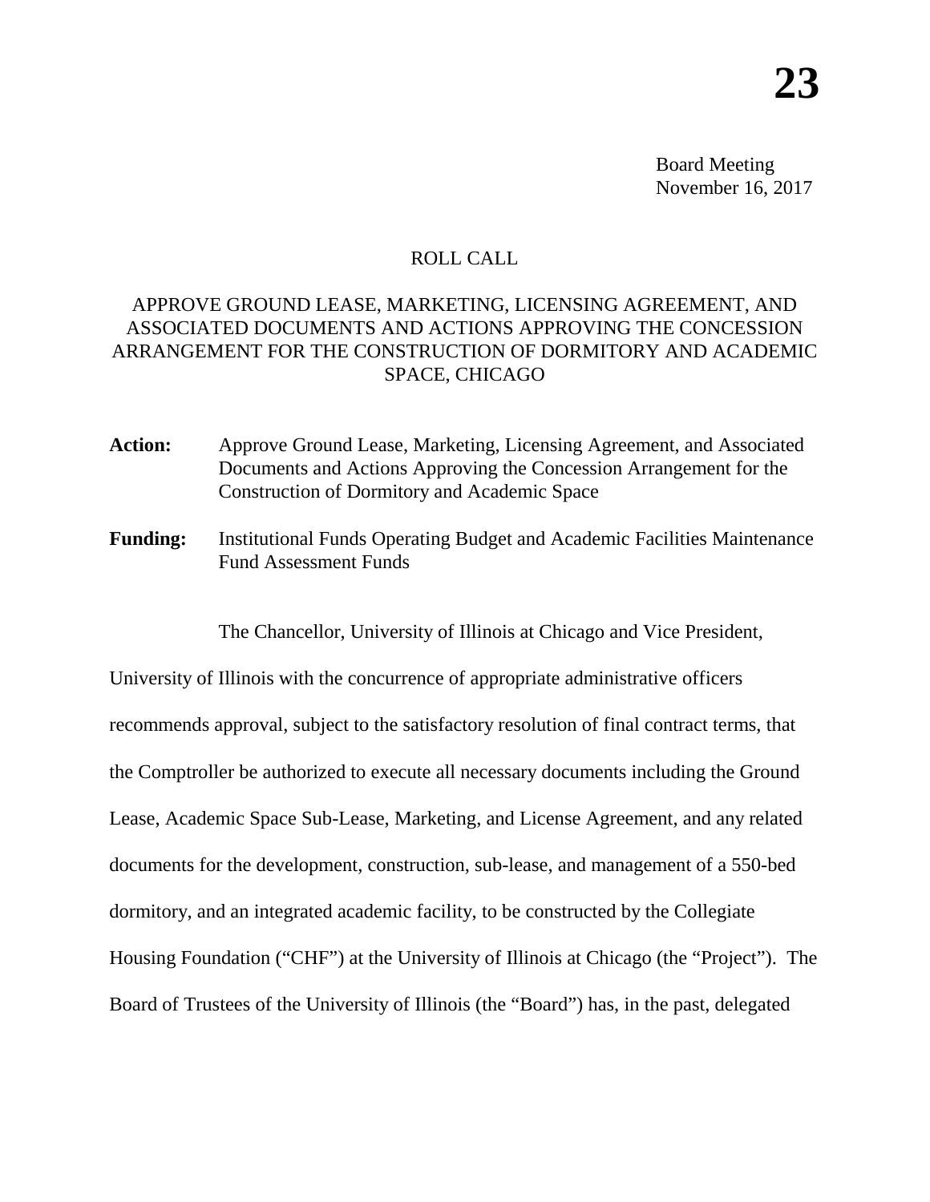# 23

Board Meeting
November 16, 2017

ROLL CALL

APPROVE GROUND LEASE, MARKETING, LICENSING AGREEMENT, AND ASSOCIATED DOCUMENTS AND ACTIONS APPROVING THE CONCESSION ARRANGEMENT FOR THE CONSTRUCTION OF DORMITORY AND ACADEMIC SPACE, CHICAGO

**Action:** Approve Ground Lease, Marketing, Licensing Agreement, and Associated Documents and Actions Approving the Concession Arrangement for the Construction of Dormitory and Academic Space

**Funding:** Institutional Funds Operating Budget and Academic Facilities Maintenance Fund Assessment Funds

The Chancellor, University of Illinois at Chicago and Vice President, University of Illinois with the concurrence of appropriate administrative officers recommends approval, subject to the satisfactory resolution of final contract terms, that the Comptroller be authorized to execute all necessary documents including the Ground Lease, Academic Space Sub-Lease, Marketing, and License Agreement, and any related documents for the development, construction, sub-lease, and management of a 550-bed dormitory, and an integrated academic facility, to be constructed by the Collegiate Housing Foundation ("CHF") at the University of Illinois at Chicago (the "Project"). The Board of Trustees of the University of Illinois (the "Board") has, in the past, delegated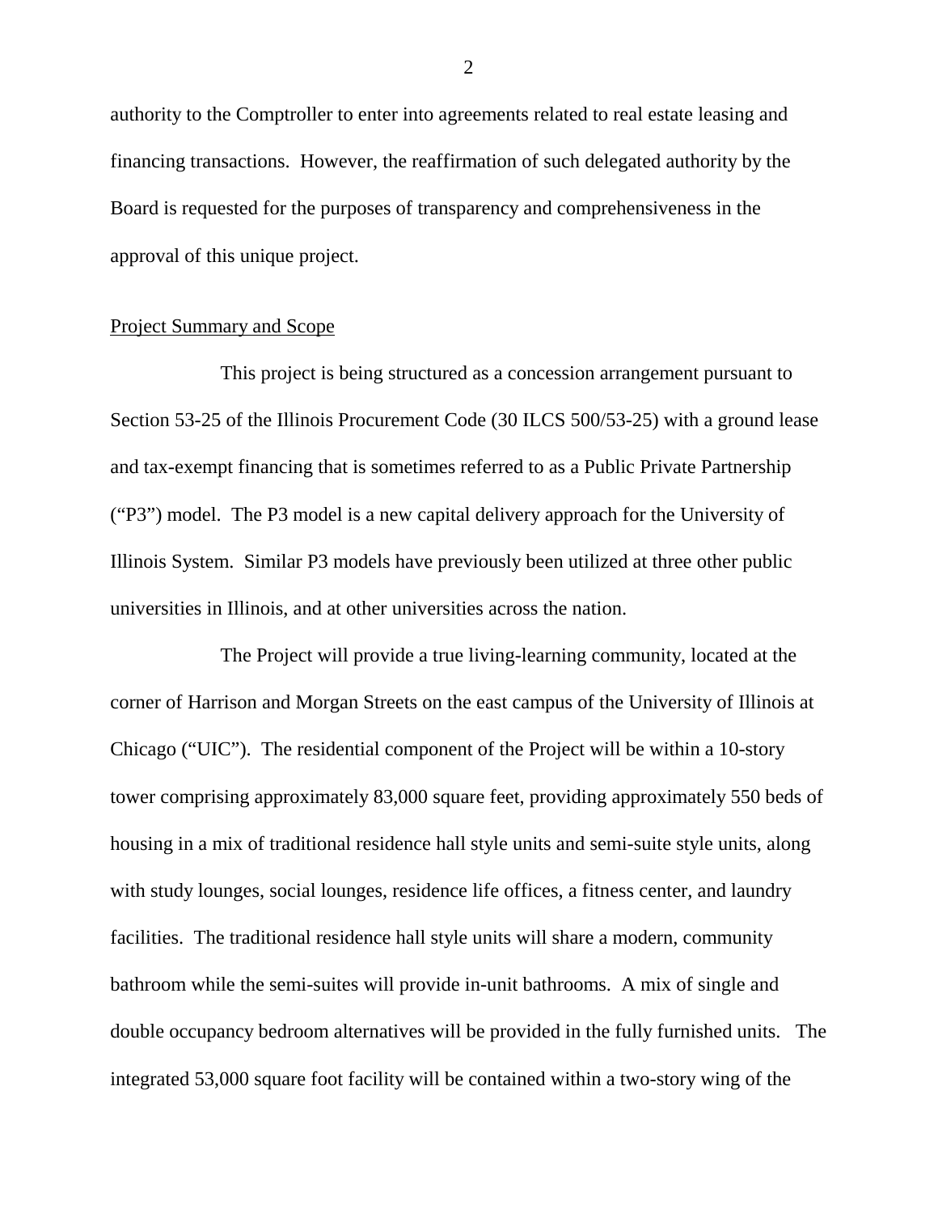authority to the Comptroller to enter into agreements related to real estate leasing and financing transactions. However, the reaffirmation of such delegated authority by the Board is requested for the purposes of transparency and comprehensiveness in the approval of this unique project.

<u>Project Summary and Scope</u>

This project is being structured as a concession arrangement pursuant to Section 53-25 of the Illinois Procurement Code (30 ILCS 500/53-25) with a ground lease and tax-exempt financing that is sometimes referred to as a Public Private Partnership ("P3") model. The P3 model is a new capital delivery approach for the University of Illinois System. Similar P3 models have previously been utilized at three other public universities in Illinois, and at other universities across the nation.

The Project will provide a true living-learning community, located at the corner of Harrison and Morgan Streets on the east campus of the University of Illinois at Chicago ("UIC"). The residential component of the Project will be within a 10-story tower comprising approximately 83,000 square feet, providing approximately 550 beds of housing in a mix of traditional residence hall style units and semi-suite style units, along with study lounges, social lounges, residence life offices, a fitness center, and laundry facilities. The traditional residence hall style units will share a modern, community bathroom while the semi-suites will provide in-unit bathrooms. A mix of single and double occupancy bedroom alternatives will be provided in the fully furnished units. The integrated 53,000 square foot facility will be contained within a two-story wing of the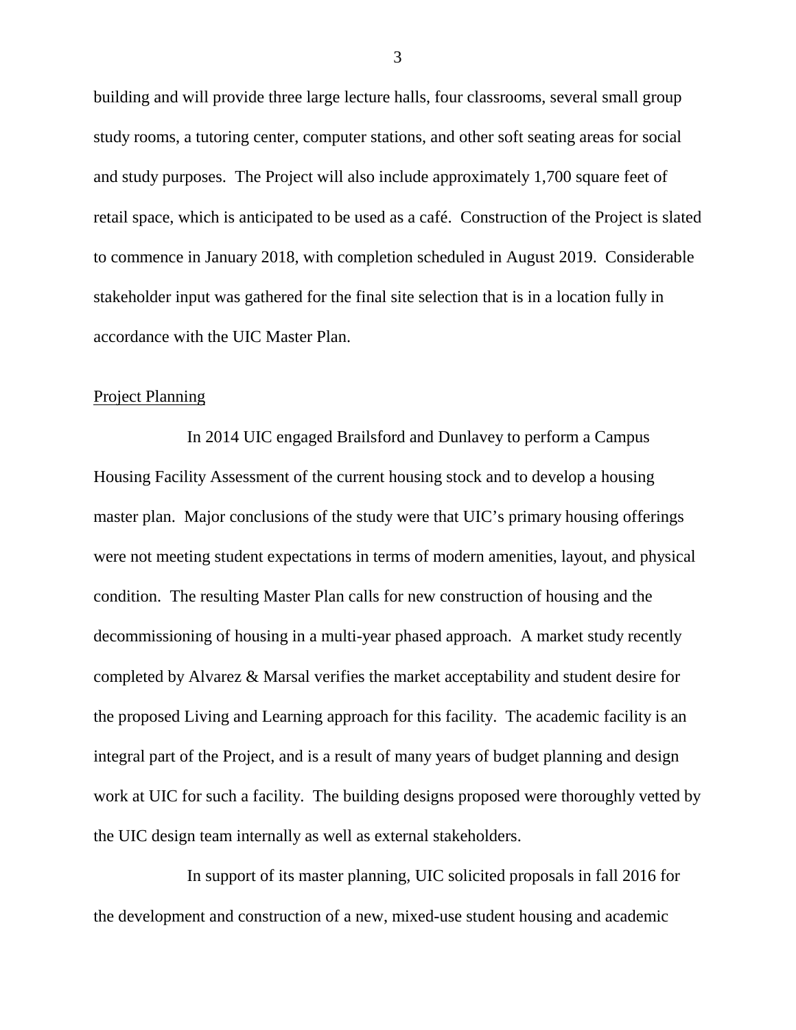building and will provide three large lecture halls, four classrooms, several small group study rooms, a tutoring center, computer stations, and other soft seating areas for social and study purposes. The Project will also include approximately 1,700 square feet of retail space, which is anticipated to be used as a café. Construction of the Project is slated to commence in January 2018, with completion scheduled in August 2019. Considerable stakeholder input was gathered for the final site selection that is in a location fully in accordance with the UIC Master Plan.

Project Planning

In 2014 UIC engaged Brailsford and Dunlavey to perform a Campus Housing Facility Assessment of the current housing stock and to develop a housing master plan. Major conclusions of the study were that UIC's primary housing offerings were not meeting student expectations in terms of modern amenities, layout, and physical condition. The resulting Master Plan calls for new construction of housing and the decommissioning of housing in a multi-year phased approach. A market study recently completed by Alvarez & Marsal verifies the market acceptability and student desire for the proposed Living and Learning approach for this facility. The academic facility is an integral part of the Project, and is a result of many years of budget planning and design work at UIC for such a facility. The building designs proposed were thoroughly vetted by the UIC design team internally as well as external stakeholders.

In support of its master planning, UIC solicited proposals in fall 2016 for the development and construction of a new, mixed-use student housing and academic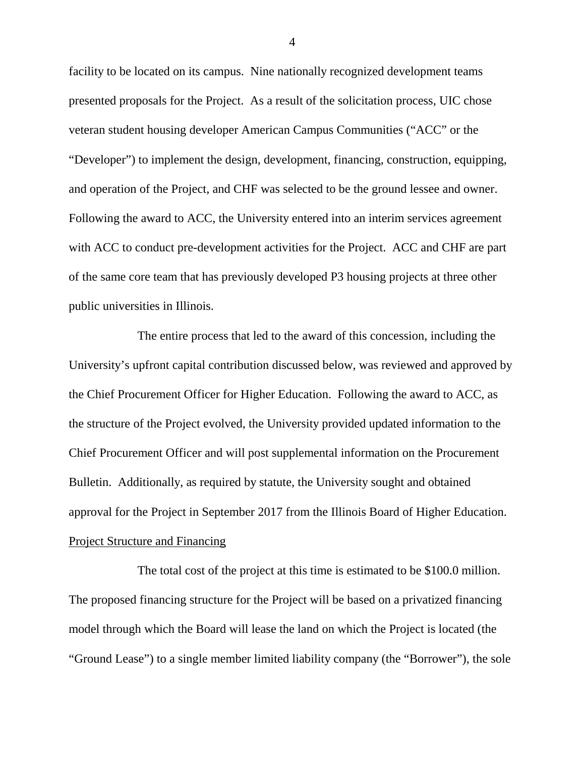facility to be located on its campus. Nine nationally recognized development teams presented proposals for the Project. As a result of the solicitation process, UIC chose veteran student housing developer American Campus Communities ("ACC" or the "Developer") to implement the design, development, financing, construction, equipping, and operation of the Project, and CHF was selected to be the ground lessee and owner. Following the award to ACC, the University entered into an interim services agreement with ACC to conduct pre-development activities for the Project. ACC and CHF are part of the same core team that has previously developed P3 housing projects at three other public universities in Illinois.

The entire process that led to the award of this concession, including the University's upfront capital contribution discussed below, was reviewed and approved by the Chief Procurement Officer for Higher Education. Following the award to ACC, as the structure of the Project evolved, the University provided updated information to the Chief Procurement Officer and will post supplemental information on the Procurement Bulletin. Additionally, as required by statute, the University sought and obtained approval for the Project in September 2017 from the Illinois Board of Higher Education.

<u>Project Structure and Financing</u>

The total cost of the project at this time is estimated to be $100.0 million. The proposed financing structure for the Project will be based on a privatized financing model through which the Board will lease the land on which the Project is located (the "Ground Lease") to a single member limited liability company (the "Borrower"), the sole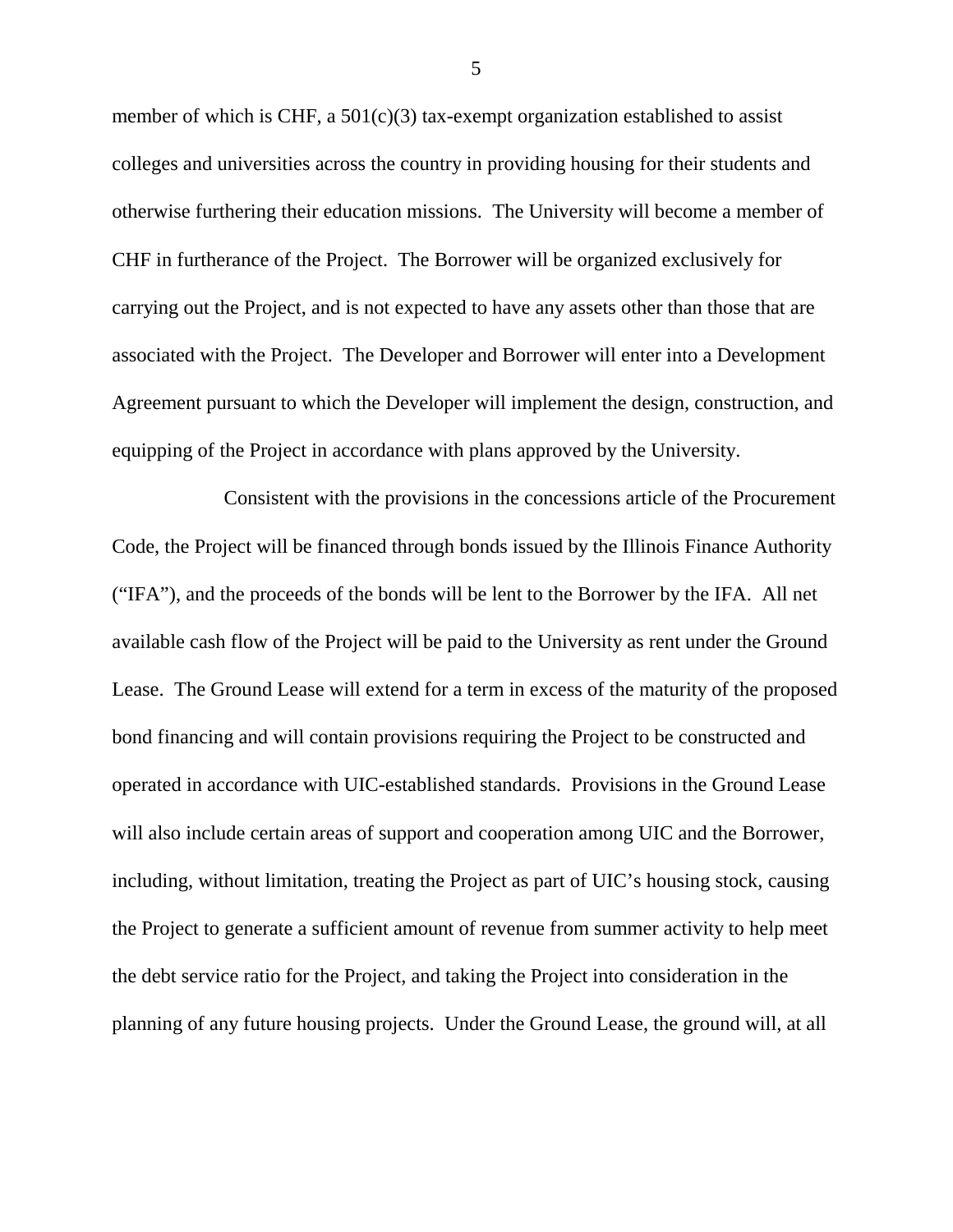member of which is CHF, a 501(c)(3) tax-exempt organization established to assist colleges and universities across the country in providing housing for their students and otherwise furthering their education missions. The University will become a member of CHF in furtherance of the Project. The Borrower will be organized exclusively for carrying out the Project, and is not expected to have any assets other than those that are associated with the Project. The Developer and Borrower will enter into a Development Agreement pursuant to which the Developer will implement the design, construction, and equipping of the Project in accordance with plans approved by the University.

Consistent with the provisions in the concessions article of the Procurement Code, the Project will be financed through bonds issued by the Illinois Finance Authority ("IFA"), and the proceeds of the bonds will be lent to the Borrower by the IFA. All net available cash flow of the Project will be paid to the University as rent under the Ground Lease. The Ground Lease will extend for a term in excess of the maturity of the proposed bond financing and will contain provisions requiring the Project to be constructed and operated in accordance with UIC-established standards. Provisions in the Ground Lease will also include certain areas of support and cooperation among UIC and the Borrower, including, without limitation, treating the Project as part of UIC's housing stock, causing the Project to generate a sufficient amount of revenue from summer activity to help meet the debt service ratio for the Project, and taking the Project into consideration in the planning of any future housing projects. Under the Ground Lease, the ground will, at all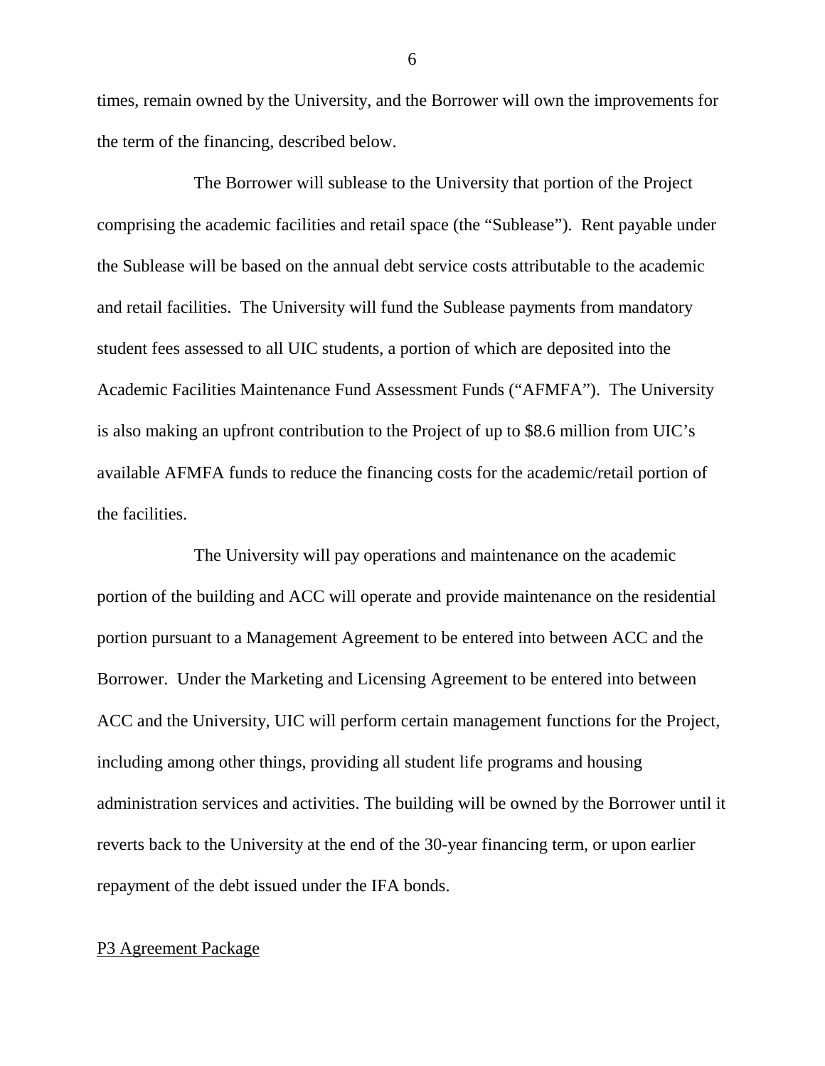times, remain owned by the University, and the Borrower will own the improvements for the term of the financing, described below.

The Borrower will sublease to the University that portion of the Project comprising the academic facilities and retail space (the "Sublease"). Rent payable under the Sublease will be based on the annual debt service costs attributable to the academic and retail facilities. The University will fund the Sublease payments from mandatory student fees assessed to all UIC students, a portion of which are deposited into the Academic Facilities Maintenance Fund Assessment Funds ("AFMFA"). The University is also making an upfront contribution to the Project of up to $8.6 million from UIC's available AFMFA funds to reduce the financing costs for the academic/retail portion of the facilities.

The University will pay operations and maintenance on the academic portion of the building and ACC will operate and provide maintenance on the residential portion pursuant to a Management Agreement to be entered into between ACC and the Borrower. Under the Marketing and Licensing Agreement to be entered into between ACC and the University, UIC will perform certain management functions for the Project, including among other things, providing all student life programs and housing administration services and activities. The building will be owned by the Borrower until it reverts back to the University at the end of the 30-year financing term, or upon earlier repayment of the debt issued under the IFA bonds.

<u>P3 Agreement Package</u>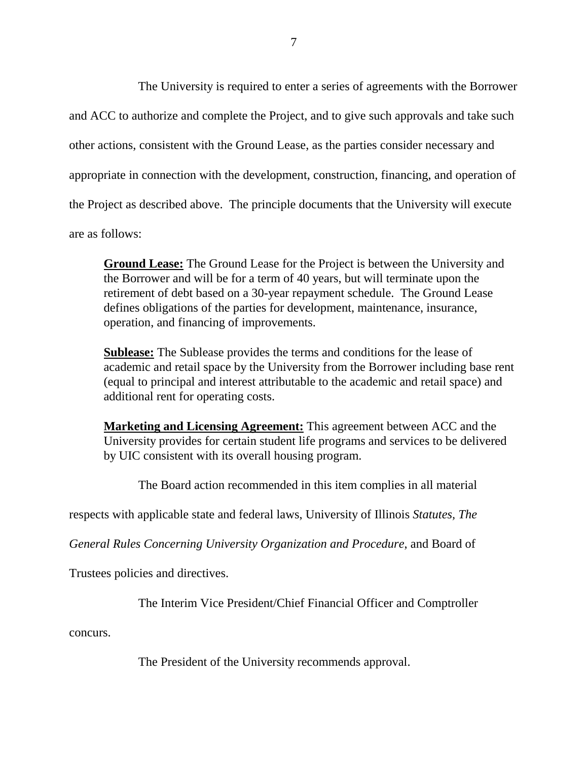The University is required to enter a series of agreements with the Borrower and ACC to authorize and complete the Project, and to give such approvals and take such other actions, consistent with the Ground Lease, as the parties consider necessary and appropriate in connection with the development, construction, financing, and operation of the Project as described above. The principle documents that the University will execute are as follows:

> **Ground Lease:** The Ground Lease for the Project is between the University and the Borrower and will be for a term of 40 years, but will terminate upon the retirement of debt based on a 30-year repayment schedule. The Ground Lease defines obligations of the parties for development, maintenance, insurance, operation, and financing of improvements.
>
> **Sublease:** The Sublease provides the terms and conditions for the lease of academic and retail space by the University from the Borrower including base rent (equal to principal and interest attributable to the academic and retail space) and additional rent for operating costs.
>
> **Marketing and Licensing Agreement:** This agreement between ACC and the University provides for certain student life programs and services to be delivered by UIC consistent with its overall housing program.

The Board action recommended in this item complies in all material respects with applicable state and federal laws, University of Illinois *Statutes*, *The General Rules Concerning University Organization and Procedure*, and Board of Trustees policies and directives.

The Interim Vice President/Chief Financial Officer and Comptroller concurs.

The President of the University recommends approval.